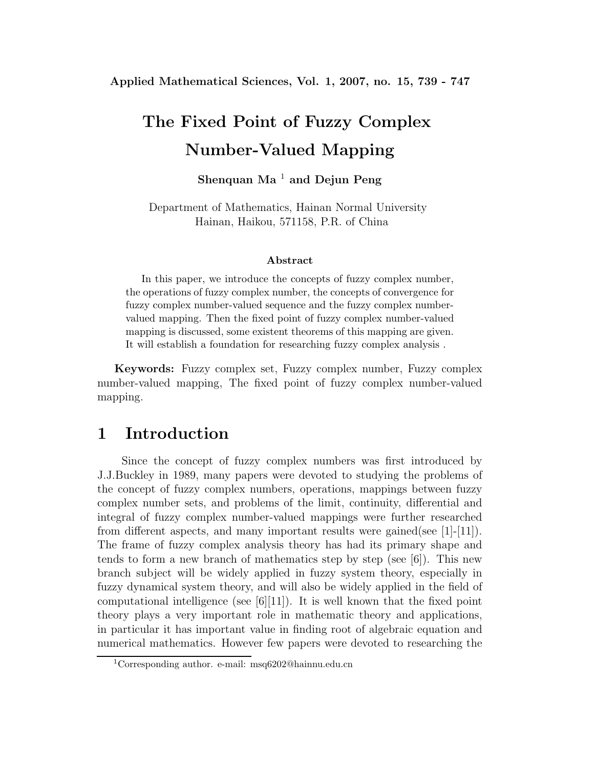# The Fixed Point of Fuzzy Complex Number-Valued Mapping

**Shenquan Ma** [1] **and Dejun Peng**

Department of Mathematics, Hainan Normal University
Hainan, Haikou, 571158, P.R. of China

### Abstract

In this paper, we introduce the concepts of fuzzy complex number, the operations of fuzzy complex number, the concepts of convergence for fuzzy complex number-valued sequence and the fuzzy complex number-valued mapping. Then the fixed point of fuzzy complex number-valued mapping is discussed, some existent theorems of this mapping are given. It will establish a foundation for researching fuzzy complex analysis .

**Keywords:** Fuzzy complex set, Fuzzy complex number, Fuzzy complex number-valued mapping, The fixed point of fuzzy complex number-valued mapping.

## 1 Introduction

Since the concept of fuzzy complex numbers was first introduced by J.J.Buckley in 1989, many papers were devoted to studying the problems of the concept of fuzzy complex numbers, operations, mappings between fuzzy complex number sets, and problems of the limit, continuity, differential and integral of fuzzy complex number-valued mappings were further researched from different aspects, and many important results were gained(see [1]-[11]). The frame of fuzzy complex analysis theory has had its primary shape and tends to form a new branch of mathematics step by step (see [6]). This new branch subject will be widely applied in fuzzy system theory, especially in fuzzy dynamical system theory, and will also be widely applied in the field of computational intelligence (see [6][11]). It is well known that the fixed point theory plays a very important role in mathematic theory and applications, in particular it has important value in finding root of algebraic equation and numerical mathematics. However few papers were devoted to researching the

[1] Corresponding author. e-mail: msq6202@hainnu.edu.cn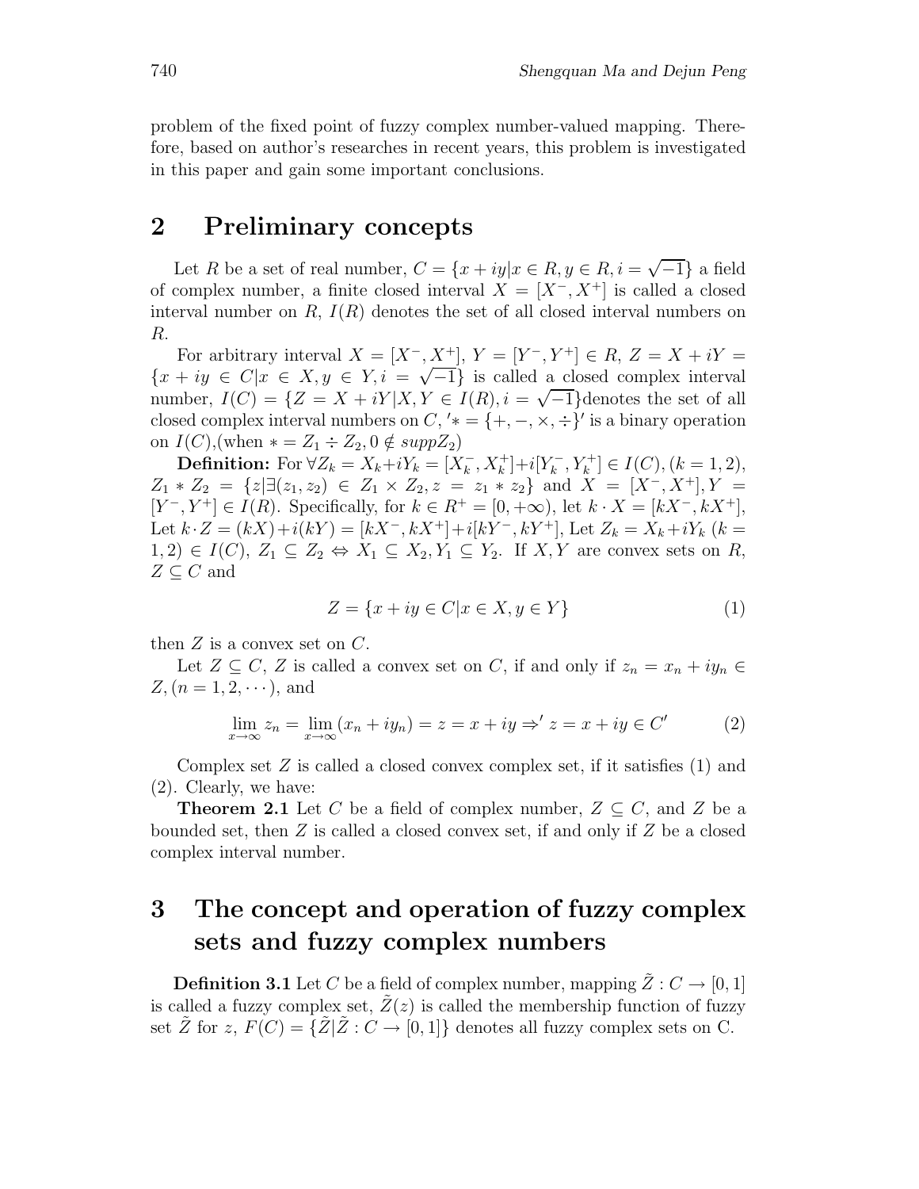problem of the fixed point of fuzzy complex number-valued mapping. Therefore, based on author's researches in recent years, this problem is investigated in this paper and gain some important conclusions.

## 2 Preliminary concepts

Let $R$ be a set of real number, $C = \{x + iy | x \in R, y \in R, i = \sqrt{-1}\}$ a field of complex number, a finite closed interval $X = [X^-, X^+]$ is called a closed interval number on $R$, $I(R)$ denotes the set of all closed interval numbers on $R$.

For arbitrary interval $X = [X^-, X^+]$, $Y = [Y^-, Y^+] \in R$, $Z = X + iY = \{x + iy \in C | x \in X, y \in Y, i = \sqrt{-1}\}$ is called a closed complex interval number, $I(C) = \{Z = X + iY | X, Y \in I(R), i = \sqrt{-1}\}$denotes the set of all closed complex interval numbers on $C$, $' * = \{+, -, \times, \div\}'$ is a binary operation on $I(C)$,(when $* = Z_1 \div Z_2, 0 \notin suppZ_2$)

**Definition:** For $\forall Z_k = X_k + iY_k = [X_k^-, X_k^+] + i[Y_k^-, Y_k^+] \in I(C), (k = 1, 2)$, $Z_1 * Z_2 = \{z | \exists (z_1, z_2) \in Z_1 \times Z_2, z = z_1 * z_2\}$ and $X = [X^-, X^+], Y = [Y^-, Y^+] \in I(R)$. Specifically, for $k \in R^+ = [0, +\infty)$, let $k \cdot X = [kX^-, kX^+]$, Let $k \cdot Z = (kX) + i(kY) = [kX^-, kX^+] + i[kY^-, kY^+]$, Let $Z_k = X_k + iY_k$ $(k = 1, 2) \in I(C)$, $Z_1 \subseteq Z_2 \Leftrightarrow X_1 \subseteq X_2, Y_1 \subseteq Y_2$. If $X, Y$ are convex sets on $R$, $Z \subseteq C$ and

$$Z = \{x + iy \in C | x \in X, y \in Y\} \tag{1}$$

then $Z$ is a convex set on $C$.

Let $Z \subseteq C$, $Z$ is called a convex set on $C$, if and only if $z_n = x_n + iy_n \in Z, (n = 1, 2, \cdots)$, and

$$\lim_{x \to \infty} z_n = \lim_{x \to \infty} (x_n + iy_n) = z = x + iy \Rightarrow' z = x + iy \in C' \tag{2}$$

Complex set $Z$ is called a closed convex complex set, if it satisfies (1) and (2). Clearly, we have:

**Theorem 2.1** Let $C$ be a field of complex number, $Z \subseteq C$, and $Z$ be a bounded set, then $Z$ is called a closed convex set, if and only if $Z$ be a closed complex interval number.

## 3 The concept and operation of fuzzy complex sets and fuzzy complex numbers

**Definition 3.1** Let $C$ be a field of complex number, mapping $\tilde{Z} : C \to [0, 1]$ is called a fuzzy complex set, $\tilde{Z}(z)$ is called the membership function of fuzzy set $\tilde{Z}$ for $z$, $F(C) = \{\tilde{Z} | \tilde{Z} : C \to [0, 1]\}$ denotes all fuzzy complex sets on C.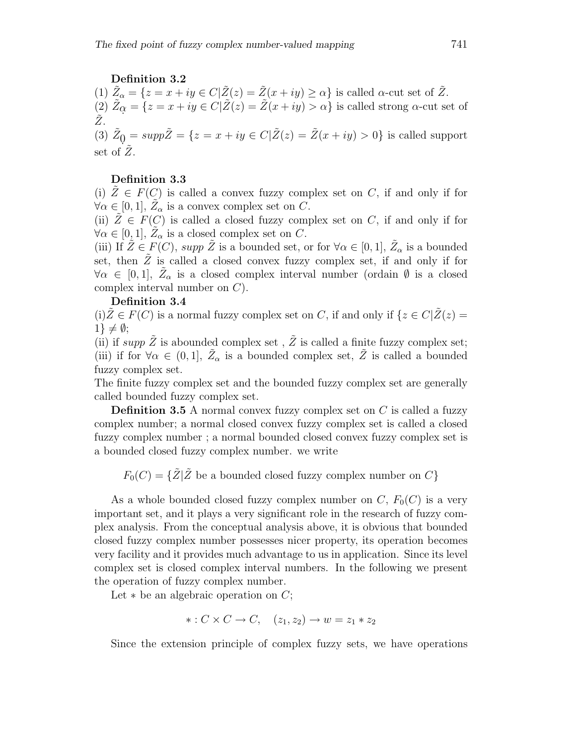**Definition 3.2**

(1) $\tilde{Z}_\alpha = \{z = x + iy \in C | \tilde{Z}(z) = \tilde{Z}(x + iy) \geq \alpha\}$ is called $\alpha$-cut set of $\tilde{Z}$.
(2) $\tilde{Z}_{\underset{\cdot}{\alpha}} = \{z = x + iy \in C | \tilde{Z}(z) = \tilde{Z}(x + iy) > \alpha\}$ is called strong $\alpha$-cut set of $\tilde{Z}$.
(3) $\tilde{Z}_{\underset{\cdot}{0}} = supp\tilde{Z} = \{z = x + iy \in C | \tilde{Z}(z) = \tilde{Z}(x + iy) > 0\}$ is called support set of $\tilde{Z}$.

**Definition 3.3**

(i) $\tilde{Z} \in F(C)$ is called a convex fuzzy complex set on $C$, if and only if for $\forall \alpha \in [0, 1]$, $\tilde{Z}_\alpha$ is a convex complex set on $C$.
(ii) $\tilde{Z} \in F(C)$ is called a closed fuzzy complex set on $C$, if and only if for $\forall \alpha \in [0, 1]$, $\tilde{Z}_\alpha$ is a closed complex set on $C$.
(iii) If $\tilde{Z} \in F(C)$, *supp* $\tilde{Z}$ is a bounded set, or for $\forall \alpha \in [0, 1]$, $\tilde{Z}_\alpha$ is a bounded set, then $\tilde{Z}$ is called a closed convex fuzzy complex set, if and only if for $\forall \alpha \in [0, 1]$, $\tilde{Z}_\alpha$ is a closed complex interval number (ordain $\emptyset$ is a closed complex interval number on $C$).

**Definition 3.4**

(i)$\tilde{Z} \in F(C)$ is a normal fuzzy complex set on $C$, if and only if $\{z \in C | \tilde{Z}(z) = 1\} \neq \emptyset$;
(ii) if *supp* $\tilde{Z}$ is abounded complex set , $\tilde{Z}$ is called a finite fuzzy complex set;
(iii) if for $\forall \alpha \in (0, 1]$, $\tilde{Z}_\alpha$ is a bounded complex set, $\tilde{Z}$ is called a bounded fuzzy complex set.
The finite fuzzy complex set and the bounded fuzzy complex set are generally called bounded fuzzy complex set.

**Definition 3.5** A normal convex fuzzy complex set on $C$ is called a fuzzy complex number; a normal closed convex fuzzy complex set is called a closed fuzzy complex number ; a normal bounded closed convex fuzzy complex set is a bounded closed fuzzy complex number. we write

$$F_0(C) = \{\tilde{Z} | \tilde{Z} \text{ be a bounded closed fuzzy complex number on } C\}$$

As a whole bounded closed fuzzy complex number on $C$, $F_0(C)$ is a very important set, and it plays a very significant role in the research of fuzzy complex analysis. From the conceptual analysis above, it is obvious that bounded closed fuzzy complex number possesses nicer property, its operation becomes very facility and it provides much advantage to us in application. Since its level complex set is closed complex interval numbers. In the following we present the operation of fuzzy complex number.

Let $*$ be an algebraic operation on $C$;

$$* : C \times C \to C, \quad (z_1, z_2) \to w = z_1 * z_2$$

Since the extension principle of complex fuzzy sets, we have operations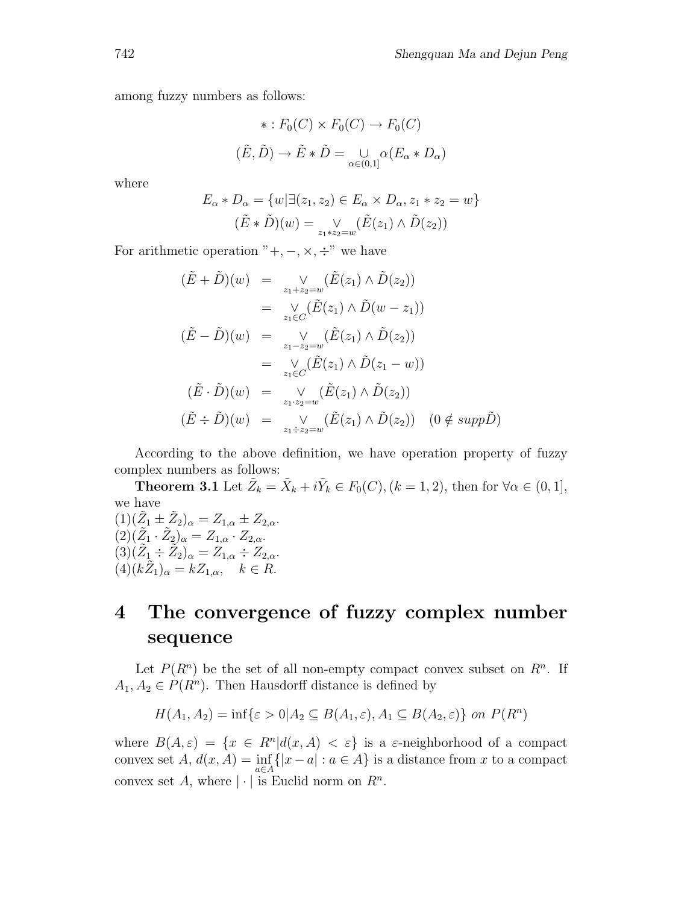among fuzzy numbers as follows:

$$* : F_0(C) \times F_0(C) \to F_0(C)$$

$$(\tilde{E}, \tilde{D}) \to \tilde{E} * \tilde{D} = \underset{\alpha \in (0,1]}{\cup} \alpha(E_\alpha * D_\alpha)$$

where

$$E_\alpha * D_\alpha = \{w | \exists (z_1, z_2) \in E_\alpha \times D_\alpha, z_1 * z_2 = w\}$$

$$(\tilde{E} * \tilde{D})(w) = \underset{z_1 * z_2 = w}{\vee} (\tilde{E}(z_1) \wedge \tilde{D}(z_2))$$

For arithmetic operation "$+, -, \times, \div$" we have

$$\begin{aligned}
(\tilde{E} + \tilde{D})(w) &= \underset{z_1 + z_2 = w}{\vee} (\tilde{E}(z_1) \wedge \tilde{D}(z_2)) \\
&= \underset{z_1 \in C}{\vee} (\tilde{E}(z_1) \wedge \tilde{D}(w - z_1)) \\
(\tilde{E} - \tilde{D})(w) &= \underset{z_1 - z_2 = w}{\vee} (\tilde{E}(z_1) \wedge \tilde{D}(z_2)) \\
&= \underset{z_1 \in C}{\vee} (\tilde{E}(z_1) \wedge \tilde{D}(z_1 - w)) \\
(\tilde{E} \cdot \tilde{D})(w) &= \underset{z_1 \cdot z_2 = w}{\vee} (\tilde{E}(z_1) \wedge \tilde{D}(z_2)) \\
(\tilde{E} \div \tilde{D})(w) &= \underset{z_1 \div z_2 = w}{\vee} (\tilde{E}(z_1) \wedge \tilde{D}(z_2)) \quad (0 \notin supp\tilde{D})
\end{aligned}$$

According to the above definition, we have operation property of fuzzy complex numbers as follows:

**Theorem 3.1** Let $\tilde{Z}_k = \tilde{X}_k + i\tilde{Y}_k \in F_0(C), (k = 1, 2)$, then for $\forall \alpha \in (0, 1]$, we have

(1) $(\tilde{Z}_1 \pm \tilde{Z}_2)_\alpha = Z_{1,\alpha} \pm Z_{2,\alpha}$.
(2) $(\tilde{Z}_1 \cdot \tilde{Z}_2)_\alpha = Z_{1,\alpha} \cdot Z_{2,\alpha}$.
(3) $(\tilde{Z}_1 \div \tilde{Z}_2)_\alpha = Z_{1,\alpha} \div Z_{2,\alpha}$.
(4) $(k\tilde{Z}_1)_\alpha = kZ_{1,\alpha}, \quad k \in R$.

# 4 The convergence of fuzzy complex number sequence

Let $P(R^n)$ be the set of all non-empty compact convex subset on $R^n$. If $A_1, A_2 \in P(R^n)$. Then Hausdorff distance is defined by

$$H(A_1, A_2) = \inf\{\varepsilon > 0 | A_2 \subseteq B(A_1, \varepsilon), A_1 \subseteq B(A_2, \varepsilon)\} \ on \ P(R^n)$$

where $B(A, \varepsilon) = \{x \in R^n | d(x, A) < \varepsilon\}$ is a $\varepsilon$-neighborhood of a compact convex set $A$, $d(x, A) = \inf_{a \in A}\{|x - a| : a \in A\}$ is a distance from $x$ to a compact convex set $A$, where $|\cdot|$ is Euclid norm on $R^n$.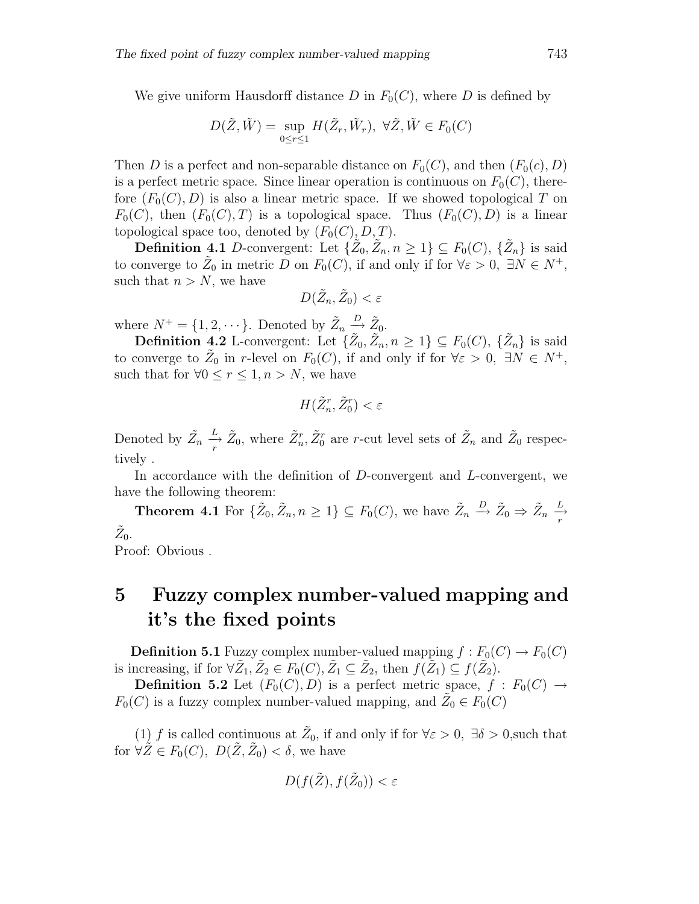We give uniform Hausdorff distance $D$ in $F_0(C)$, where $D$ is defined by

$$D(\tilde{Z}, \tilde{W}) = \sup_{0 \leq r \leq 1} H(\tilde{Z}_r, \tilde{W}_r), \ \forall \tilde{Z}, \tilde{W} \in F_0(C)$$

Then $D$ is a perfect and non-separable distance on $F_0(C)$, and then $(F_0(c), D)$ is a perfect metric space. Since linear operation is continuous on $F_0(C)$, therefore $(F_0(C), D)$ is also a linear metric space. If we showed topological $T$ on $F_0(C)$, then $(F_0(C), T)$ is a topological space. Thus $(F_0(C), D)$ is a linear topological space too, denoted by $(F_0(C), D, T)$.

**Definition 4.1** $D$-convergent: Let $\{\tilde{Z}_0, \tilde{Z}_n, n \geq 1\} \subseteq F_0(C)$, $\{\tilde{Z}_n\}$ is said to converge to $\tilde{Z}_0$ in metric $D$ on $F_0(C)$, if and only if for $\forall \varepsilon > 0, \ \exists N \in N^+$, such that $n > N$, we have

$$D(\tilde{Z}_n, \tilde{Z}_0) < \varepsilon$$

where $N^+ = \{1, 2, \cdots\}$. Denoted by $\tilde{Z}_n \xrightarrow{D} \tilde{Z}_0$.

**Definition 4.2** L-convergent: Let $\{\tilde{Z}_0, \tilde{Z}_n, n \geq 1\} \subseteq F_0(C)$, $\{\tilde{Z}_n\}$ is said to converge to $\tilde{Z}_0$ in $r$-level on $F_0(C)$, if and only if for $\forall \varepsilon > 0, \ \exists N \in N^+$, such that for $\forall 0 \leq r \leq 1, n > N$, we have

$$H(\tilde{Z}_n^r, \tilde{Z}_0^r) < \varepsilon$$

Denoted by $\tilde{Z}_n \underset{r}{\xrightarrow{L}} \tilde{Z}_0$, where $\tilde{Z}_n^r, \tilde{Z}_0^r$ are $r$-cut level sets of $\tilde{Z}_n$ and $\tilde{Z}_0$ respectively .

In accordance with the definition of $D$-convergent and $L$-convergent, we have the following theorem:

**Theorem 4.1** For $\{\tilde{Z}_0, \tilde{Z}_n, n \geq 1\} \subseteq F_0(C)$, we have $\tilde{Z}_n \xrightarrow{D} \tilde{Z}_0 \Rightarrow \tilde{Z}_n \underset{r}{\xrightarrow{L}} \tilde{Z}_0$.

Proof: Obvious .

# 5 Fuzzy complex number-valued mapping and it's the fixed points

**Definition 5.1** Fuzzy complex number-valued mapping $f : F_0(C) \to F_0(C)$ is increasing, if for $\forall \tilde{Z}_1, \tilde{Z}_2 \in F_0(C), \tilde{Z}_1 \subseteq \tilde{Z}_2$, then $f(\tilde{Z}_1) \subseteq f(\tilde{Z}_2)$.

**Definition 5.2** Let $(F_0(C), D)$ is a perfect metric space, $f : F_0(C) \to F_0(C)$ is a fuzzy complex number-valued mapping, and $\tilde{Z}_0 \in F_0(C)$

(1) $f$ is called continuous at $\tilde{Z}_0$, if and only if for $\forall \varepsilon > 0, \ \exists \delta > 0$,such that for $\forall \tilde{Z} \in F_0(C), \ D(\tilde{Z}, \tilde{Z}_0) < \delta$, we have

$$D(f(\tilde{Z}), f(\tilde{Z}_0)) < \varepsilon$$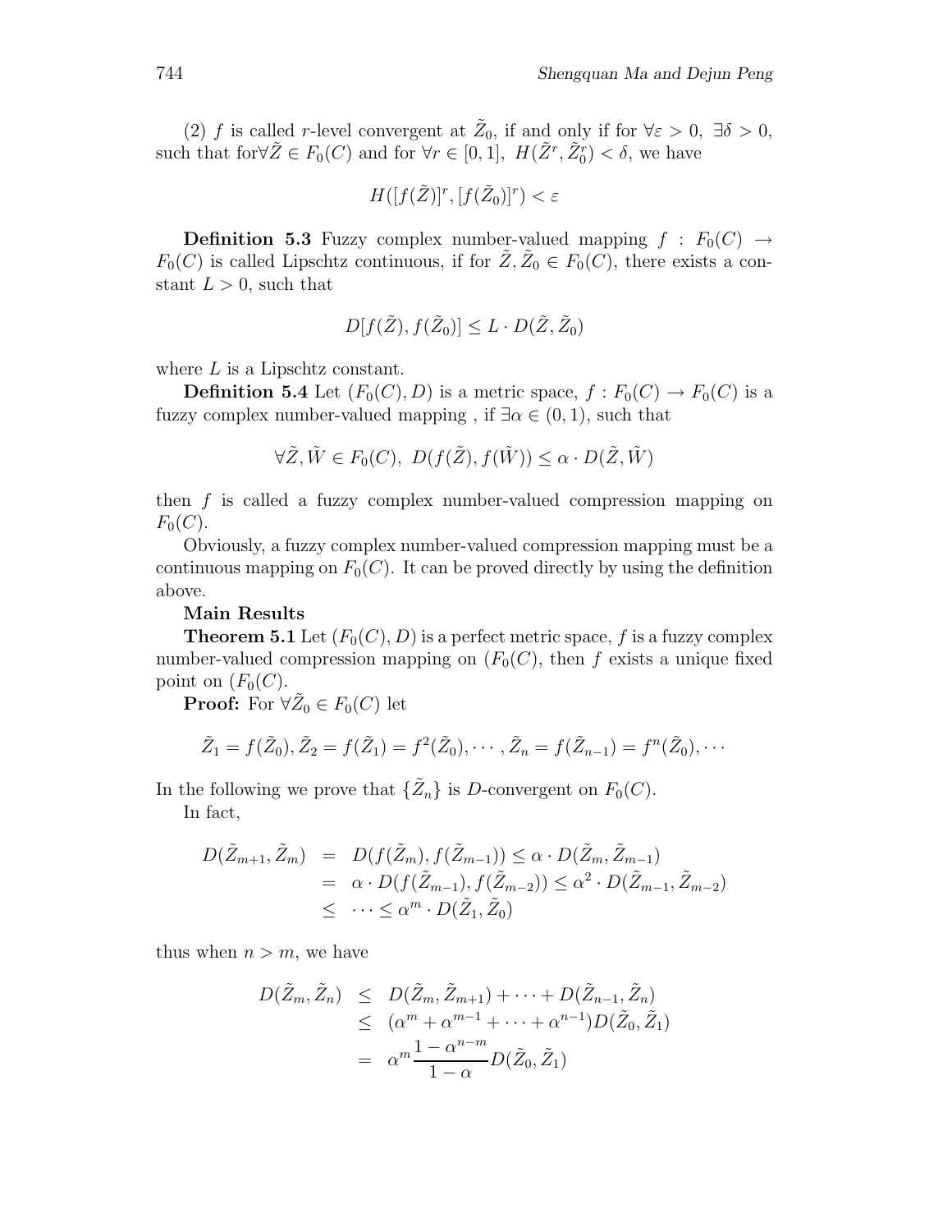(2) $f$ is called $r$-level convergent at $\tilde{Z}_0$, if and only if for $\forall \varepsilon > 0$, $\exists \delta > 0$, such that for$\forall \tilde{Z} \in F_0(C)$ and for $\forall r \in [0,1]$, $H(\tilde{Z}^r, \tilde{Z}_0^r) < \delta$, we have

$$H([f(\tilde{Z})]^r, [f(\tilde{Z}_0)]^r) < \varepsilon$$

**Definition 5.3** Fuzzy complex number-valued mapping $f : F_0(C) \rightarrow F_0(C)$ is called Lipschtz continuous, if for $\tilde{Z}, \tilde{Z}_0 \in F_0(C)$, there exists a constant $L > 0$, such that

$$D[f(\tilde{Z}), f(\tilde{Z}_0)] \leq L \cdot D(\tilde{Z}, \tilde{Z}_0)$$

where $L$ is a Lipschtz constant.

**Definition 5.4** Let $(F_0(C), D)$ is a metric space, $f : F_0(C) \rightarrow F_0(C)$ is a fuzzy complex number-valued mapping , if $\exists \alpha \in (0, 1)$, such that

$$\forall \tilde{Z}, \tilde{W} \in F_0(C),\ D(f(\tilde{Z}), f(\tilde{W})) \leq \alpha \cdot D(\tilde{Z}, \tilde{W})$$

then $f$ is called a fuzzy complex number-valued compression mapping on $F_0(C)$.

Obviously, a fuzzy complex number-valued compression mapping must be a continuous mapping on $F_0(C)$. It can be proved directly by using the definition above.

**Main Results**

**Theorem 5.1** Let $(F_0(C), D)$ is a perfect metric space, $f$ is a fuzzy complex number-valued compression mapping on $(F_0(C)$, then $f$ exists a unique fixed point on $(F_0(C)$.

**Proof:** For $\forall \tilde{Z}_0 \in F_0(C)$ let

$$\tilde{Z}_1 = f(\tilde{Z}_0), \tilde{Z}_2 = f(\tilde{Z}_1) = f^2(\tilde{Z}_0), \cdots, \tilde{Z}_n = f(\tilde{Z}_{n-1}) = f^n(\tilde{Z}_0), \cdots$$

In the following we prove that $\{\tilde{Z}_n\}$ is $D$-convergent on $F_0(C)$.

In fact,

$$\begin{aligned} D(\tilde{Z}_{m+1}, \tilde{Z}_m) &= D(f(\tilde{Z}_m), f(\tilde{Z}_{m-1})) \leq \alpha \cdot D(\tilde{Z}_m, \tilde{Z}_{m-1}) \\ &= \alpha \cdot D(f(\tilde{Z}_{m-1}), f(\tilde{Z}_{m-2})) \leq \alpha^2 \cdot D(\tilde{Z}_{m-1}, \tilde{Z}_{m-2}) \\ &\leq \cdots \leq \alpha^m \cdot D(\tilde{Z}_1, \tilde{Z}_0) \end{aligned}$$

thus when $n > m$, we have

$$\begin{aligned} D(\tilde{Z}_m, \tilde{Z}_n) &\leq D(\tilde{Z}_m, \tilde{Z}_{m+1}) + \cdots + D(\tilde{Z}_{n-1}, \tilde{Z}_n) \\ &\leq (\alpha^m + \alpha^{m-1} + \cdots + \alpha^{n-1}) D(\tilde{Z}_0, \tilde{Z}_1) \\ &= \alpha^m \frac{1 - \alpha^{n-m}}{1 - \alpha} D(\tilde{Z}_0, \tilde{Z}_1) \end{aligned}$$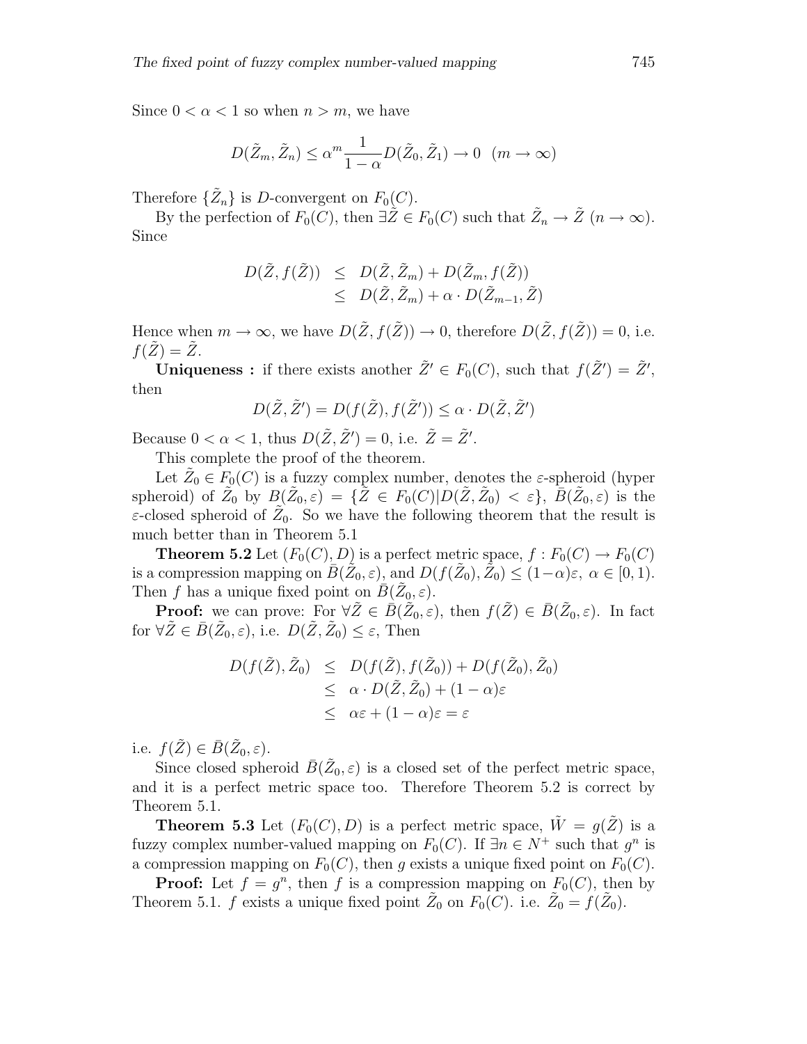Since $0 < \alpha < 1$ so when $n > m$, we have

$$D(\tilde{Z}_m, \tilde{Z}_n) \leq \alpha^m \frac{1}{1-\alpha} D(\tilde{Z}_0, \tilde{Z}_1) \to 0 \quad (m \to \infty)$$

Therefore $\{\tilde{Z}_n\}$ is $D$-convergent on $F_0(C)$.

By the perfection of $F_0(C)$, then $\exists \tilde{Z} \in F_0(C)$ such that $\tilde{Z}_n \to \tilde{Z}$ $(n \to \infty)$. Since

$$\begin{aligned} D(\tilde{Z}, f(\tilde{Z})) &\leq D(\tilde{Z}, \tilde{Z}_m) + D(\tilde{Z}_m, f(\tilde{Z})) \\ &\leq D(\tilde{Z}, \tilde{Z}_m) + \alpha \cdot D(\tilde{Z}_{m-1}, \tilde{Z}) \end{aligned}$$

Hence when $m \to \infty$, we have $D(\tilde{Z}, f(\tilde{Z})) \to 0$, therefore $D(\tilde{Z}, f(\tilde{Z})) = 0$, i.e. $f(\tilde{Z}) = \tilde{Z}$.

**Uniqueness :** if there exists another $\tilde{Z}' \in F_0(C)$, such that $f(\tilde{Z}') = \tilde{Z}'$, then

$$D(\tilde{Z}, \tilde{Z}') = D(f(\tilde{Z}), f(\tilde{Z}')) \leq \alpha \cdot D(\tilde{Z}, \tilde{Z}')$$

Because $0 < \alpha < 1$, thus $D(\tilde{Z}, \tilde{Z}') = 0$, i.e. $\tilde{Z} = \tilde{Z}'$.

This complete the proof of the theorem.

Let $\tilde{Z}_0 \in F_0(C)$ is a fuzzy complex number, denotes the $\varepsilon$-spheroid (hyper spheroid) of $\tilde{Z}_0$ by $B(\tilde{Z}_0, \varepsilon) = \{\tilde{Z} \in F_0(C) | D(\tilde{Z}, \tilde{Z}_0) < \varepsilon\}$, $\bar{B}(\tilde{Z}_0, \varepsilon)$ is the $\varepsilon$-closed spheroid of $\tilde{Z}_0$. So we have the following theorem that the result is much better than in Theorem 5.1

**Theorem 5.2** Let $(F_0(C), D)$ is a perfect metric space, $f : F_0(C) \to F_0(C)$ is a compression mapping on $\bar{B}(\tilde{Z}_0, \varepsilon)$, and $D(f(\tilde{Z}_0), \tilde{Z}_0) \leq (1-\alpha)\varepsilon$, $\alpha \in [0, 1)$. Then $f$ has a unique fixed point on $\bar{B}(\tilde{Z}_0, \varepsilon)$.

**Proof:** we can prove: For $\forall \tilde{Z} \in \bar{B}(\tilde{Z}_0, \varepsilon)$, then $f(\tilde{Z}) \in \bar{B}(\tilde{Z}_0, \varepsilon)$. In fact for $\forall \tilde{Z} \in \bar{B}(\tilde{Z}_0, \varepsilon)$, i.e. $D(\tilde{Z}, \tilde{Z}_0) \leq \varepsilon$, Then

$$\begin{aligned} D(f(\tilde{Z}), \tilde{Z}_0) &\leq D(f(\tilde{Z}), f(\tilde{Z}_0)) + D(f(\tilde{Z}_0), \tilde{Z}_0) \\ &\leq \alpha \cdot D(\tilde{Z}, \tilde{Z}_0) + (1-\alpha)\varepsilon \\ &\leq \alpha\varepsilon + (1-\alpha)\varepsilon = \varepsilon \end{aligned}$$

i.e. $f(\tilde{Z}) \in \bar{B}(\tilde{Z}_0, \varepsilon)$.

Since closed spheroid $\bar{B}(\tilde{Z}_0, \varepsilon)$ is a closed set of the perfect metric space, and it is a perfect metric space too. Therefore Theorem 5.2 is correct by Theorem 5.1.

**Theorem 5.3** Let $(F_0(C), D)$ is a perfect metric space, $\tilde{W} = g(\tilde{Z})$ is a fuzzy complex number-valued mapping on $F_0(C)$. If $\exists n \in N^+$ such that $g^n$ is a compression mapping on $F_0(C)$, then $g$ exists a unique fixed point on $F_0(C)$.

**Proof:** Let $f = g^n$, then $f$ is a compression mapping on $F_0(C)$, then by Theorem 5.1. $f$ exists a unique fixed point $\tilde{Z}_0$ on $F_0(C)$. i.e. $\tilde{Z}_0 = f(\tilde{Z}_0)$.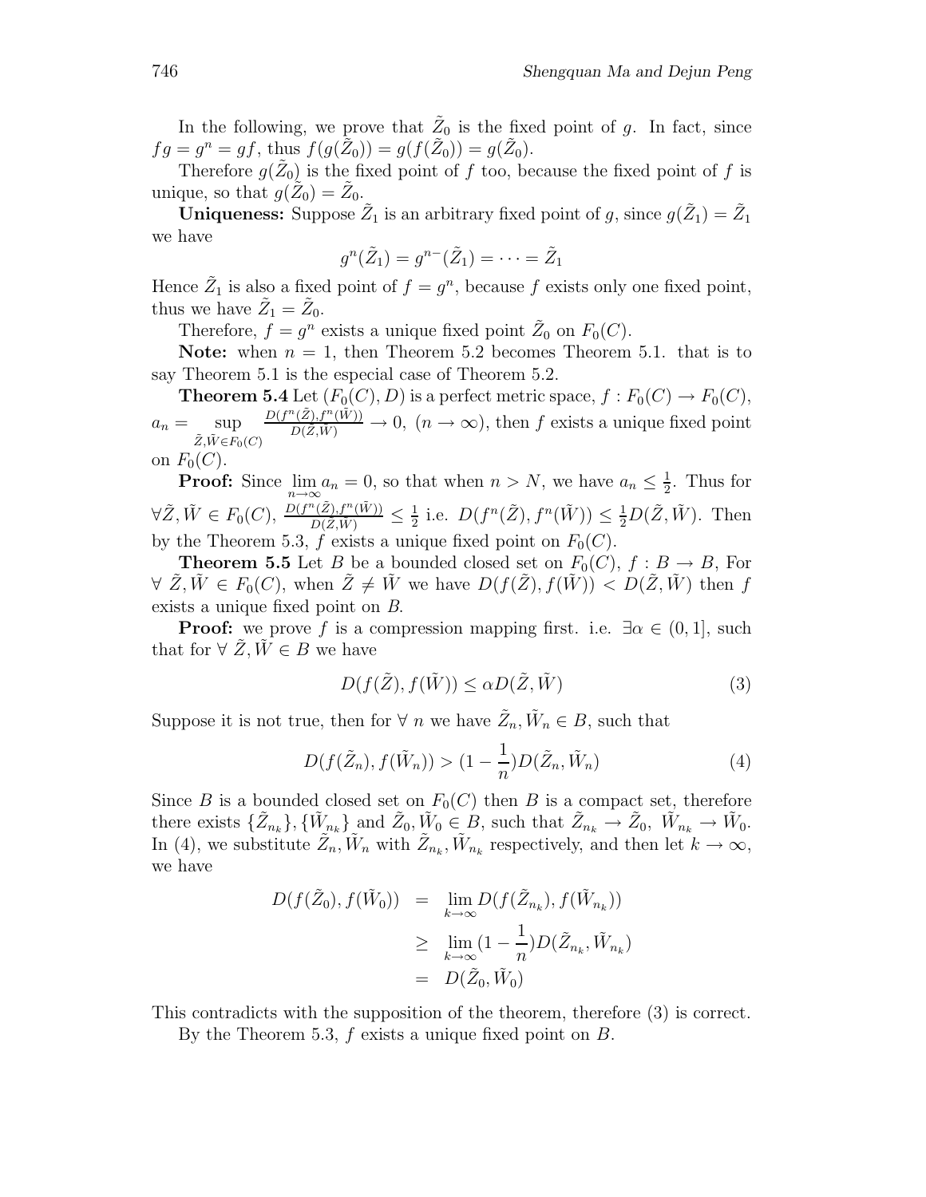In the following, we prove that $\tilde{Z}_0$ is the fixed point of $g$. In fact, since $fg = g^n = gf$, thus $f(g(\tilde{Z}_0)) = g(f(\tilde{Z}_0)) = g(\tilde{Z}_0)$.

Therefore $g(\tilde{Z}_0)$ is the fixed point of $f$ too, because the fixed point of $f$ is unique, so that $g(\tilde{Z}_0) = \tilde{Z}_0$.

**Uniqueness:** Suppose $\tilde{Z}_1$ is an arbitrary fixed point of $g$, since $g(\tilde{Z}_1) = \tilde{Z}_1$ we have

$$g^n(\tilde{Z}_1) = g^{n-}(\tilde{Z}_1) = \cdots = \tilde{Z}_1$$

Hence $\tilde{Z}_1$ is also a fixed point of $f = g^n$, because $f$ exists only one fixed point, thus we have $\tilde{Z}_1 = \tilde{Z}_0$.

Therefore, $f = g^n$ exists a unique fixed point $\tilde{Z}_0$ on $F_0(C)$.

**Note:** when $n = 1$, then Theorem 5.2 becomes Theorem 5.1. that is to say Theorem 5.1 is the especial case of Theorem 5.2.

**Theorem 5.4** Let $(F_0(C), D)$ is a perfect metric space, $f : F_0(C) \to F_0(C)$, $a_n = \sup\limits_{\tilde{Z},\tilde{W} \in F_0(C)} \frac{D(f^n(\tilde{Z}), f^n(\tilde{W}))}{D(\tilde{Z},\tilde{W})} \to 0,\ (n \to \infty)$, then $f$ exists a unique fixed point on $F_0(C)$.

**Proof:** Since $\lim\limits_{n\to\infty} a_n = 0$, so that when $n > N$, we have $a_n \le \frac{1}{2}$. Thus for $\forall \tilde{Z}, \tilde{W} \in F_0(C)$, $\frac{D(f^n(\tilde{Z}), f^n(\tilde{W}))}{D(\tilde{Z},\tilde{W})} \le \frac{1}{2}$ i.e. $D(f^n(\tilde{Z}), f^n(\tilde{W})) \le \frac{1}{2} D(\tilde{Z}, \tilde{W})$. Then by the Theorem 5.3, $f$ exists a unique fixed point on $F_0(C)$.

**Theorem 5.5** Let $B$ be a bounded closed set on $F_0(C)$, $f : B \to B$, For $\forall\ \tilde{Z}, \tilde{W} \in F_0(C)$, when $\tilde{Z} \ne \tilde{W}$ we have $D(f(\tilde{Z}), f(\tilde{W})) < D(\tilde{Z}, \tilde{W})$ then $f$ exists a unique fixed point on $B$.

**Proof:** we prove $f$ is a compression mapping first. i.e. $\exists \alpha \in (0, 1]$, such that for $\forall\ \tilde{Z}, \tilde{W} \in B$ we have

$$D(f(\tilde{Z}), f(\tilde{W})) \le \alpha D(\tilde{Z}, \tilde{W}) \tag{3}$$

Suppose it is not true, then for $\forall\ n$ we have $\tilde{Z}_n, \tilde{W}_n \in B$, such that

$$D(f(\tilde{Z}_n), f(\tilde{W}_n)) > (1 - \frac{1}{n}) D(\tilde{Z}_n, \tilde{W}_n) \tag{4}$$

Since $B$ is a bounded closed set on $F_0(C)$ then $B$ is a compact set, therefore there exists $\{\tilde{Z}_{n_k}\}, \{\tilde{W}_{n_k}\}$ and $\tilde{Z}_0, \tilde{W}_0 \in B$, such that $\tilde{Z}_{n_k} \to \tilde{Z}_0,\ \tilde{W}_{n_k} \to \tilde{W}_0$. In (4), we substitute $\tilde{Z}_n, \tilde{W}_n$ with $\tilde{Z}_{n_k}, \tilde{W}_{n_k}$ respectively, and then let $k \to \infty$, we have

$$\begin{aligned}
D(f(\tilde{Z}_0), f(\tilde{W}_0)) &= \lim_{k\to\infty} D(f(\tilde{Z}_{n_k}), f(\tilde{W}_{n_k})) \\
&\ge \lim_{k\to\infty} (1 - \frac{1}{n}) D(\tilde{Z}_{n_k}, \tilde{W}_{n_k}) \\
&= D(\tilde{Z}_0, \tilde{W}_0)
\end{aligned}$$

This contradicts with the supposition of the theorem, therefore (3) is correct.

By the Theorem 5.3, $f$ exists a unique fixed point on $B$.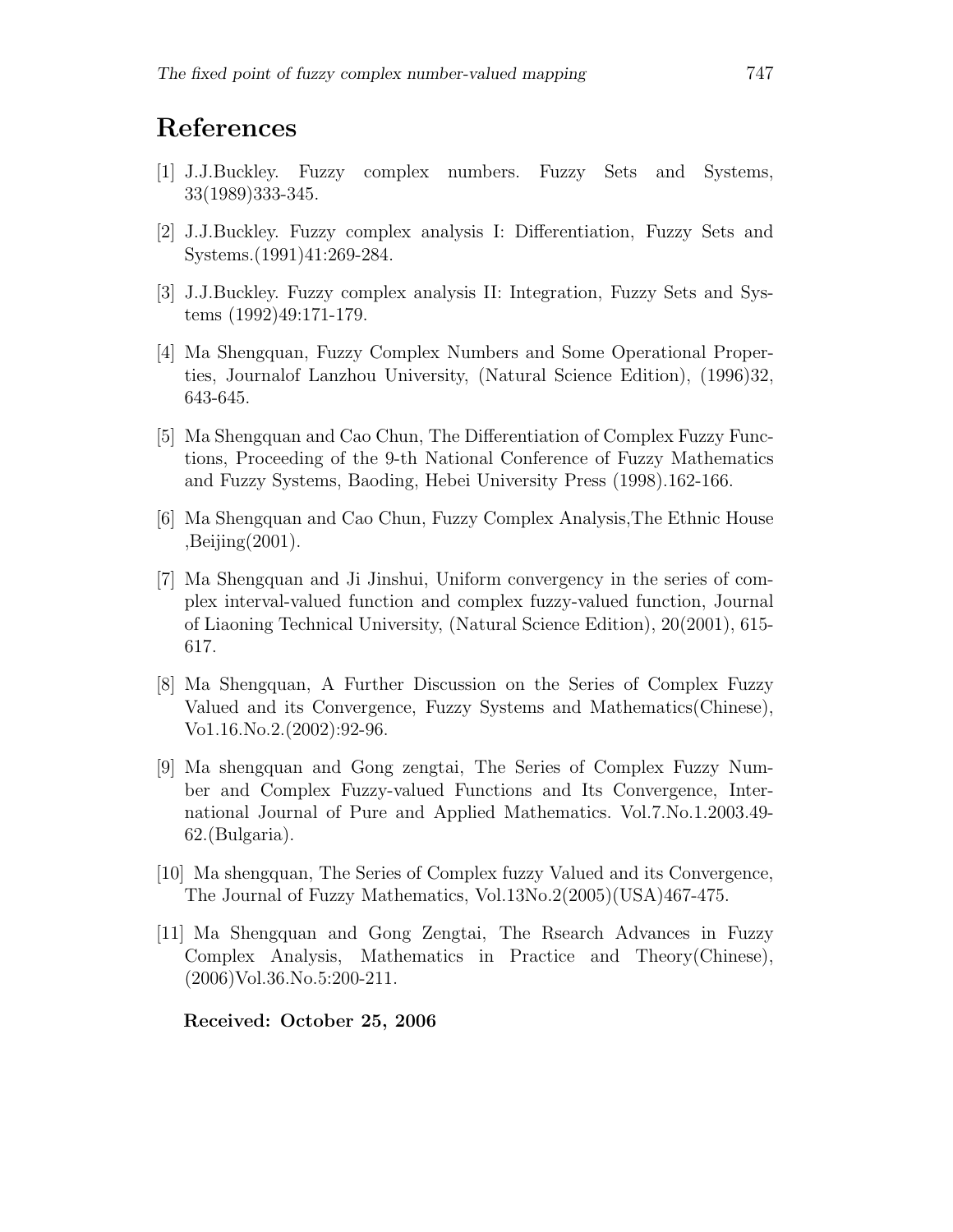# References

[1] J.J.Buckley. Fuzzy complex numbers. Fuzzy Sets and Systems, 33(1989)333-345.

[2] J.J.Buckley. Fuzzy complex analysis I: Differentiation, Fuzzy Sets and Systems.(1991)41:269-284.

[3] J.J.Buckley. Fuzzy complex analysis II: Integration, Fuzzy Sets and Systems (1992)49:171-179.

[4] Ma Shengquan, Fuzzy Complex Numbers and Some Operational Properties, Journalof Lanzhou University, (Natural Science Edition), (1996)32, 643-645.

[5] Ma Shengquan and Cao Chun, The Differentiation of Complex Fuzzy Functions, Proceeding of the 9-th National Conference of Fuzzy Mathematics and Fuzzy Systems, Baoding, Hebei University Press (1998).162-166.

[6] Ma Shengquan and Cao Chun, Fuzzy Complex Analysis,The Ethnic House ,Beijing(2001).

[7] Ma Shengquan and Ji Jinshui, Uniform convergency in the series of complex interval-valued function and complex fuzzy-valued function, Journal of Liaoning Technical University, (Natural Science Edition), 20(2001), 615-617.

[8] Ma Shengquan, A Further Discussion on the Series of Complex Fuzzy Valued and its Convergence, Fuzzy Systems and Mathematics(Chinese), Vo1.16.No.2.(2002):92-96.

[9] Ma shengquan and Gong zengtai, The Series of Complex Fuzzy Number and Complex Fuzzy-valued Functions and Its Convergence, International Journal of Pure and Applied Mathematics. Vol.7.No.1.2003.49-62.(Bulgaria).

[10] Ma shengquan, The Series of Complex fuzzy Valued and its Convergence, The Journal of Fuzzy Mathematics, Vol.13No.2(2005)(USA)467-475.

[11] Ma Shengquan and Gong Zengtai, The Rsearch Advances in Fuzzy Complex Analysis, Mathematics in Practice and Theory(Chinese), (2006)Vol.36.No.5:200-211.

**Received: October 25, 2006**